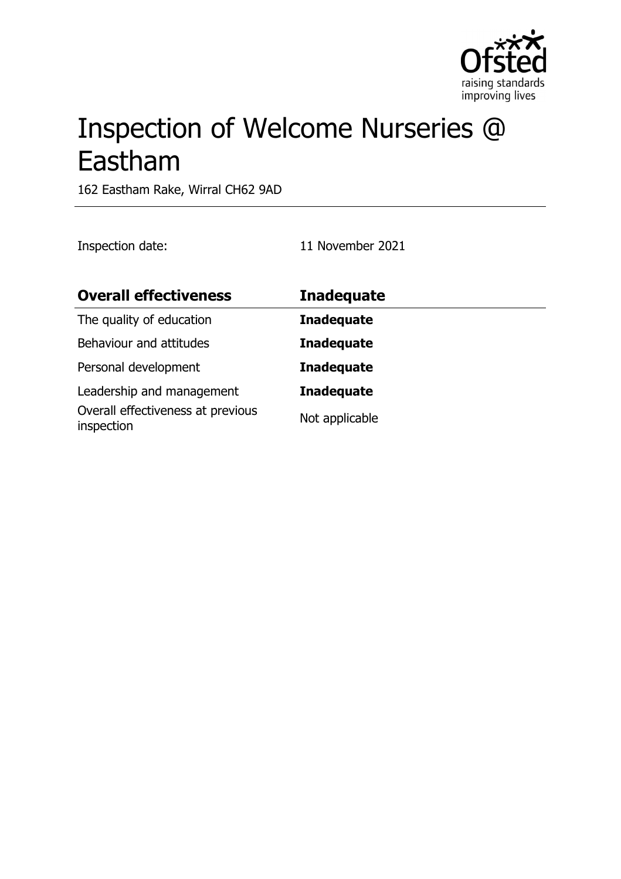# Inspection of Welcome Nurseries @ Eastham

162 Eastham Rake, Wirral CH62 9AD

Inspection date: 11 November 2021

| **Overall effectiveness** | **Inadequate** |
| --- | --- |
| The quality of education | **Inadequate** |
| Behaviour and attitudes | **Inadequate** |
| Personal development | **Inadequate** |
| Leadership and management | **Inadequate** |
| Overall effectiveness at previous inspection | Not applicable |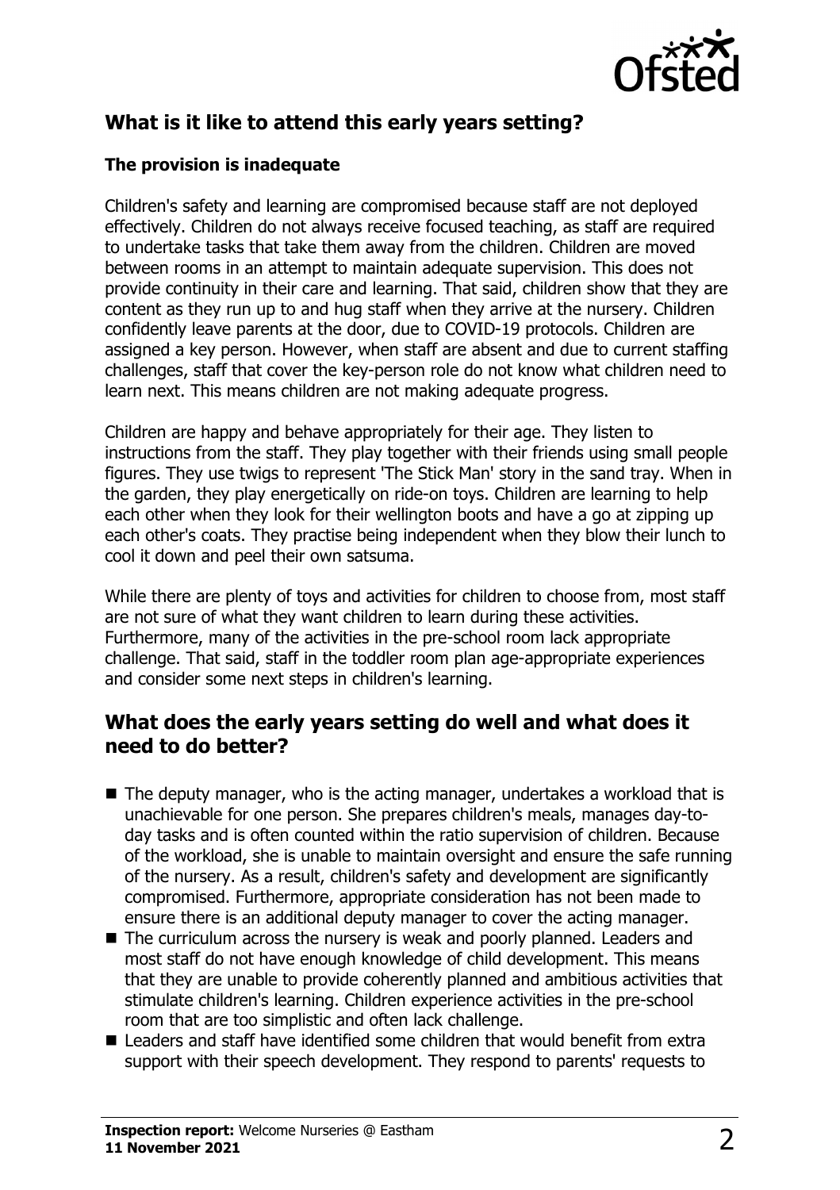## What is it like to attend this early years setting?

### The provision is inadequate

Children's safety and learning are compromised because staff are not deployed effectively. Children do not always receive focused teaching, as staff are required to undertake tasks that take them away from the children. Children are moved between rooms in an attempt to maintain adequate supervision. This does not provide continuity in their care and learning. That said, children show that they are content as they run up to and hug staff when they arrive at the nursery. Children confidently leave parents at the door, due to COVID-19 protocols. Children are assigned a key person. However, when staff are absent and due to current staffing challenges, staff that cover the key-person role do not know what children need to learn next. This means children are not making adequate progress.

Children are happy and behave appropriately for their age. They listen to instructions from the staff. They play together with their friends using small people figures. They use twigs to represent 'The Stick Man' story in the sand tray. When in the garden, they play energetically on ride-on toys. Children are learning to help each other when they look for their wellington boots and have a go at zipping up each other's coats. They practise being independent when they blow their lunch to cool it down and peel their own satsuma.

While there are plenty of toys and activities for children to choose from, most staff are not sure of what they want children to learn during these activities. Furthermore, many of the activities in the pre-school room lack appropriate challenge. That said, staff in the toddler room plan age-appropriate experiences and consider some next steps in children's learning.

## What does the early years setting do well and what does it need to do better?

- The deputy manager, who is the acting manager, undertakes a workload that is unachievable for one person. She prepares children's meals, manages day-to-day tasks and is often counted within the ratio supervision of children. Because of the workload, she is unable to maintain oversight and ensure the safe running of the nursery. As a result, children's safety and development are significantly compromised. Furthermore, appropriate consideration has not been made to ensure there is an additional deputy manager to cover the acting manager.
- The curriculum across the nursery is weak and poorly planned. Leaders and most staff do not have enough knowledge of child development. This means that they are unable to provide coherently planned and ambitious activities that stimulate children's learning. Children experience activities in the pre-school room that are too simplistic and often lack challenge.
- Leaders and staff have identified some children that would benefit from extra support with their speech development. They respond to parents' requests to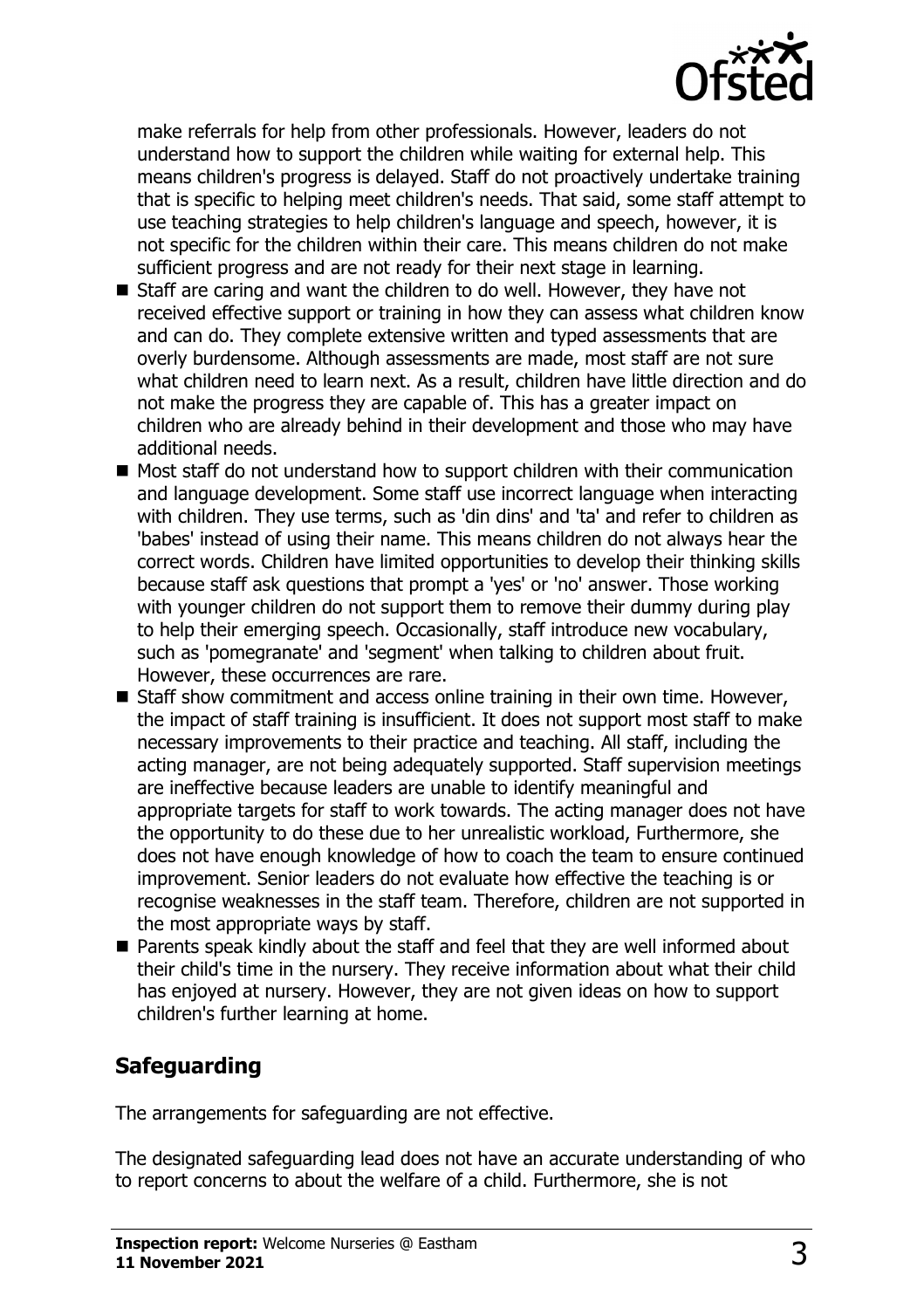make referrals for help from other professionals. However, leaders do not understand how to support the children while waiting for external help. This means children's progress is delayed. Staff do not proactively undertake training that is specific to helping meet children's needs. That said, some staff attempt to use teaching strategies to help children's language and speech, however, it is not specific for the children within their care. This means children do not make sufficient progress and are not ready for their next stage in learning.

- Staff are caring and want the children to do well. However, they have not received effective support or training in how they can assess what children know and can do. They complete extensive written and typed assessments that are overly burdensome. Although assessments are made, most staff are not sure what children need to learn next. As a result, children have little direction and do not make the progress they are capable of. This has a greater impact on children who are already behind in their development and those who may have additional needs.
- Most staff do not understand how to support children with their communication and language development. Some staff use incorrect language when interacting with children. They use terms, such as 'din dins' and 'ta' and refer to children as 'babes' instead of using their name. This means children do not always hear the correct words. Children have limited opportunities to develop their thinking skills because staff ask questions that prompt a 'yes' or 'no' answer. Those working with younger children do not support them to remove their dummy during play to help their emerging speech. Occasionally, staff introduce new vocabulary, such as 'pomegranate' and 'segment' when talking to children about fruit. However, these occurrences are rare.
- Staff show commitment and access online training in their own time. However, the impact of staff training is insufficient. It does not support most staff to make necessary improvements to their practice and teaching. All staff, including the acting manager, are not being adequately supported. Staff supervision meetings are ineffective because leaders are unable to identify meaningful and appropriate targets for staff to work towards. The acting manager does not have the opportunity to do these due to her unrealistic workload, Furthermore, she does not have enough knowledge of how to coach the team to ensure continued improvement. Senior leaders do not evaluate how effective the teaching is or recognise weaknesses in the staff team. Therefore, children are not supported in the most appropriate ways by staff.
- Parents speak kindly about the staff and feel that they are well informed about their child's time in the nursery. They receive information about what their child has enjoyed at nursery. However, they are not given ideas on how to support children's further learning at home.

## Safeguarding

The arrangements for safeguarding are not effective.

The designated safeguarding lead does not have an accurate understanding of who to report concerns to about the welfare of a child. Furthermore, she is not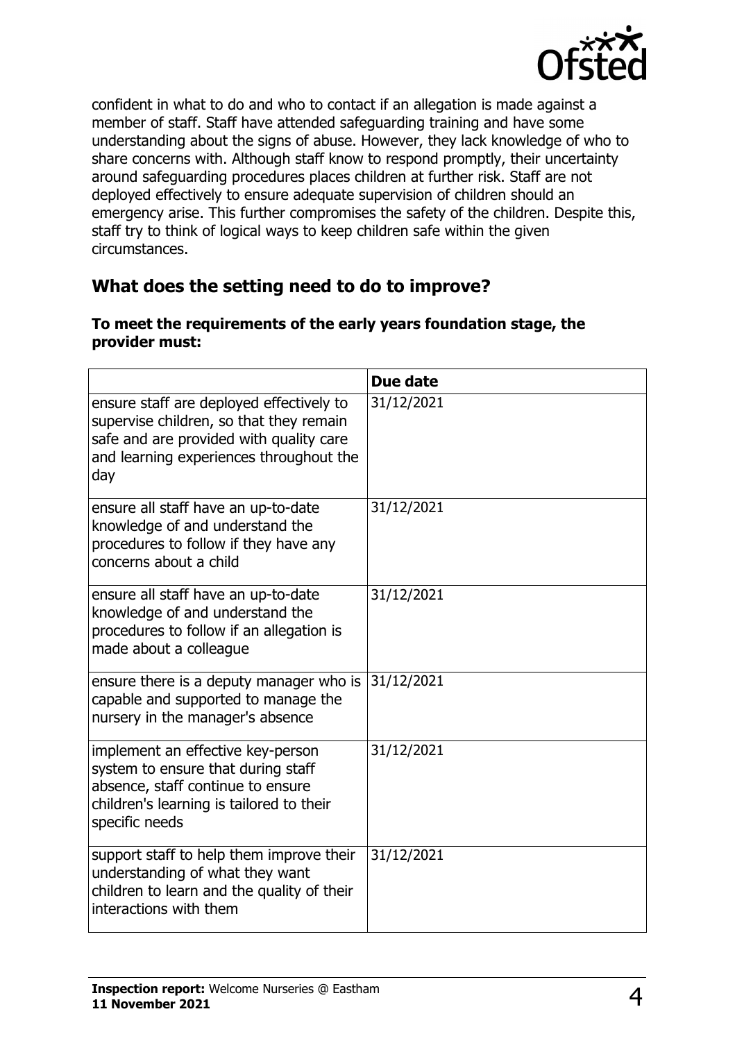confident in what to do and who to contact if an allegation is made against a member of staff. Staff have attended safeguarding training and have some understanding about the signs of abuse. However, they lack knowledge of who to share concerns with. Although staff know to respond promptly, their uncertainty around safeguarding procedures places children at further risk. Staff are not deployed effectively to ensure adequate supervision of children should an emergency arise. This further compromises the safety of the children. Despite this, staff try to think of logical ways to keep children safe within the given circumstances.

## What does the setting need to do to improve?

**To meet the requirements of the early years foundation stage, the provider must:**

| | Due date |
|---|---|
| ensure staff are deployed effectively to supervise children, so that they remain safe and are provided with quality care and learning experiences throughout the day | 31/12/2021 |
| ensure all staff have an up-to-date knowledge of and understand the procedures to follow if they have any concerns about a child | 31/12/2021 |
| ensure all staff have an up-to-date knowledge of and understand the procedures to follow if an allegation is made about a colleague | 31/12/2021 |
| ensure there is a deputy manager who is capable and supported to manage the nursery in the manager's absence | 31/12/2021 |
| implement an effective key-person system to ensure that during staff absence, staff continue to ensure children's learning is tailored to their specific needs | 31/12/2021 |
| support staff to help them improve their understanding of what they want children to learn and the quality of their interactions with them | 31/12/2021 |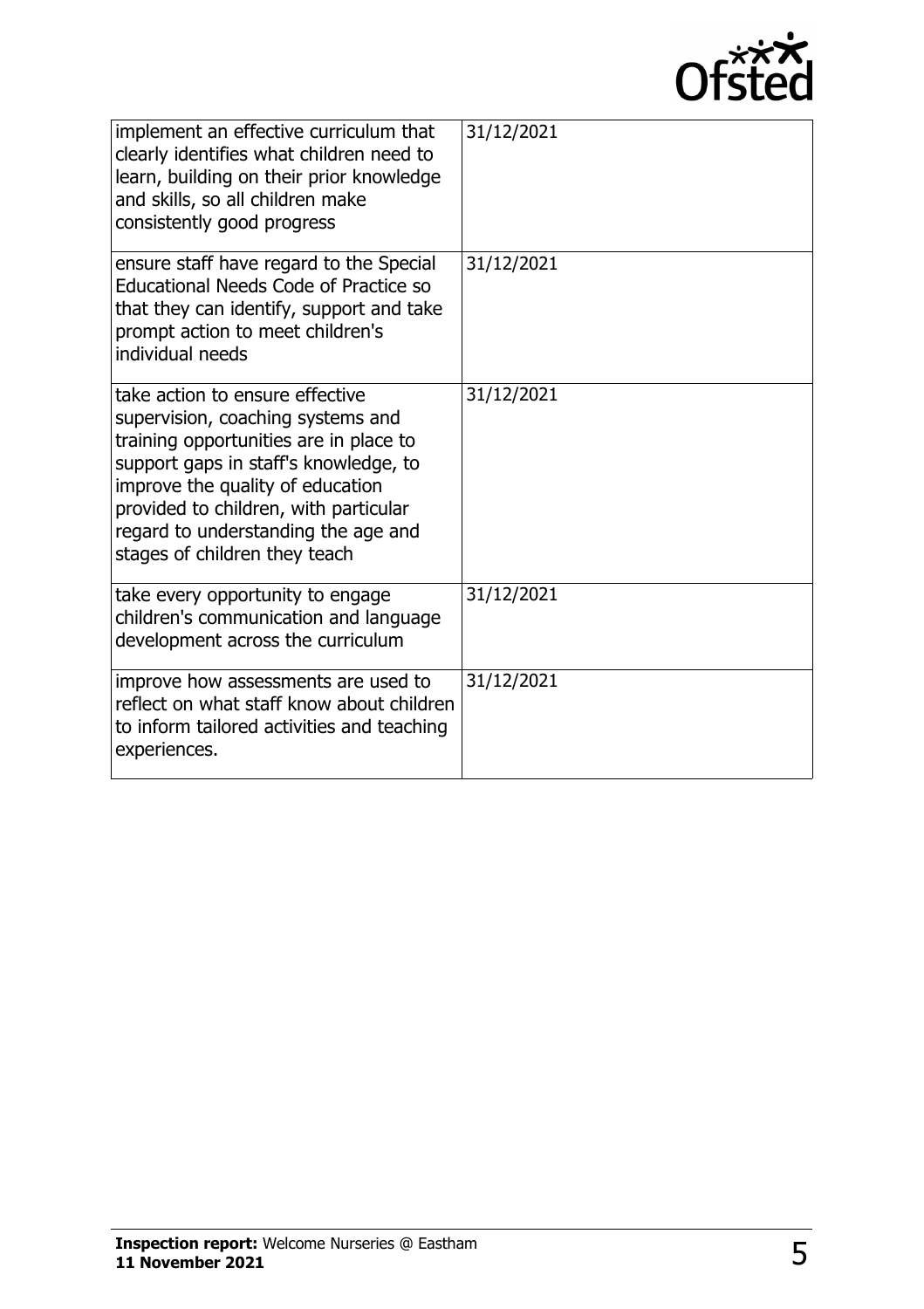| | |
|---|---|
| implement an effective curriculum that clearly identifies what children need to learn, building on their prior knowledge and skills, so all children make consistently good progress | 31/12/2021 |
| ensure staff have regard to the Special Educational Needs Code of Practice so that they can identify, support and take prompt action to meet children's individual needs | 31/12/2021 |
| take action to ensure effective supervision, coaching systems and training opportunities are in place to support gaps in staff's knowledge, to improve the quality of education provided to children, with particular regard to understanding the age and stages of children they teach | 31/12/2021 |
| take every opportunity to engage children's communication and language development across the curriculum | 31/12/2021 |
| improve how assessments are used to reflect on what staff know about children to inform tailored activities and teaching experiences. | 31/12/2021 |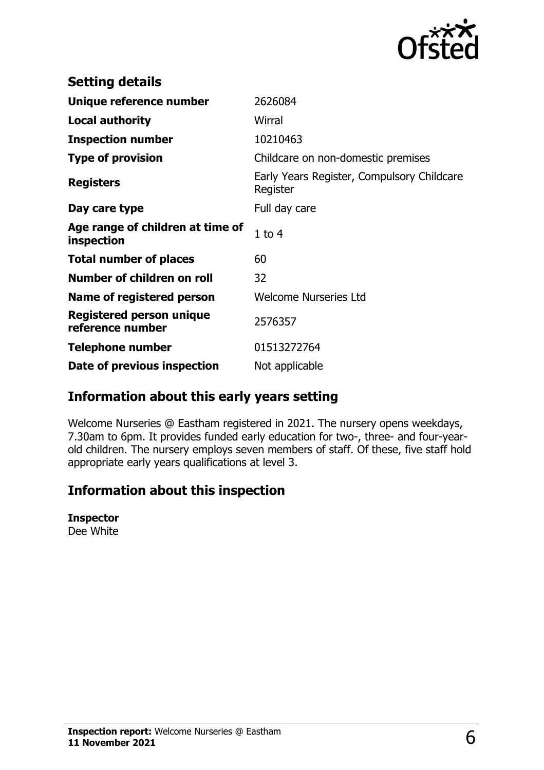## Setting details

| | |
|---|---|
| **Unique reference number** | 2626084 |
| **Local authority** | Wirral |
| **Inspection number** | 10210463 |
| **Type of provision** | Childcare on non-domestic premises |
| **Registers** | Early Years Register, Compulsory Childcare Register |
| **Day care type** | Full day care |
| **Age range of children at time of inspection** | 1 to 4 |
| **Total number of places** | 60 |
| **Number of children on roll** | 32 |
| **Name of registered person** | Welcome Nurseries Ltd |
| **Registered person unique reference number** | 2576357 |
| **Telephone number** | 01513272764 |
| **Date of previous inspection** | Not applicable |

## Information about this early years setting

Welcome Nurseries @ Eastham registered in 2021. The nursery opens weekdays, 7.30am to 6pm. It provides funded early education for two-, three- and four-year-old children. The nursery employs seven members of staff. Of these, five staff hold appropriate early years qualifications at level 3.

## Information about this inspection

**Inspector**
Dee White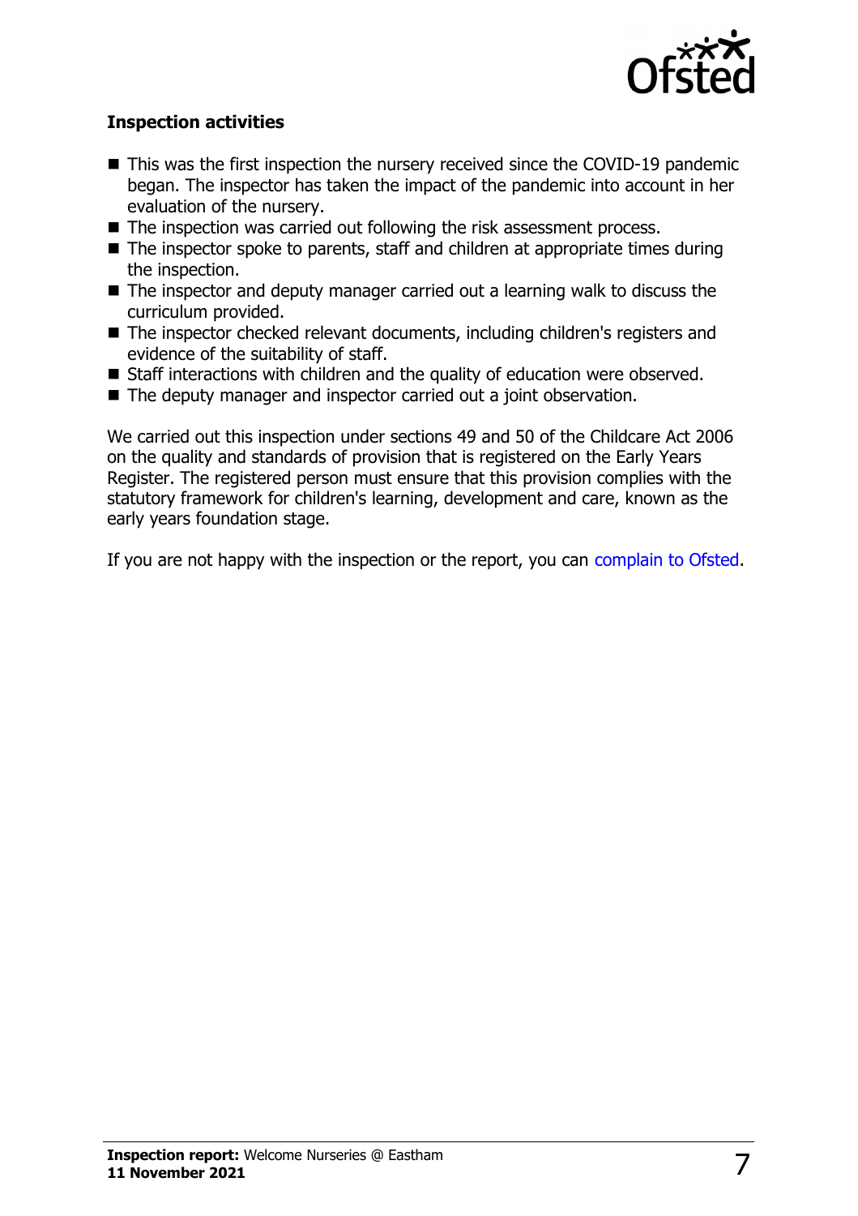### Inspection activities

- This was the first inspection the nursery received since the COVID-19 pandemic began. The inspector has taken the impact of the pandemic into account in her evaluation of the nursery.
- The inspection was carried out following the risk assessment process.
- The inspector spoke to parents, staff and children at appropriate times during the inspection.
- The inspector and deputy manager carried out a learning walk to discuss the curriculum provided.
- The inspector checked relevant documents, including children's registers and evidence of the suitability of staff.
- Staff interactions with children and the quality of education were observed.
- The deputy manager and inspector carried out a joint observation.

We carried out this inspection under sections 49 and 50 of the Childcare Act 2006 on the quality and standards of provision that is registered on the Early Years Register. The registered person must ensure that this provision complies with the statutory framework for children's learning, development and care, known as the early years foundation stage.

If you are not happy with the inspection or the report, you can complain to Ofsted.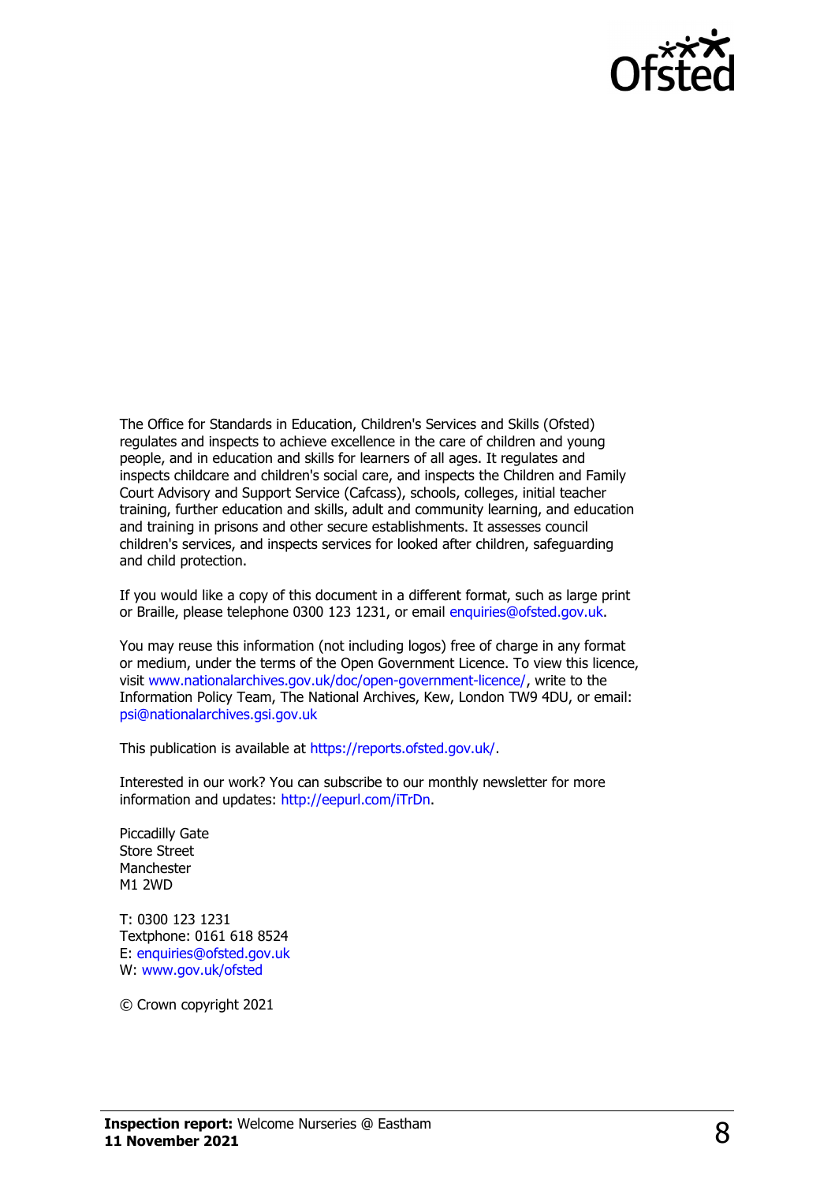The Office for Standards in Education, Children's Services and Skills (Ofsted) regulates and inspects to achieve excellence in the care of children and young people, and in education and skills for learners of all ages. It regulates and inspects childcare and children's social care, and inspects the Children and Family Court Advisory and Support Service (Cafcass), schools, colleges, initial teacher training, further education and skills, adult and community learning, and education and training in prisons and other secure establishments. It assesses council children's services, and inspects services for looked after children, safeguarding and child protection.

If you would like a copy of this document in a different format, such as large print or Braille, please telephone 0300 123 1231, or email enquiries@ofsted.gov.uk.

You may reuse this information (not including logos) free of charge in any format or medium, under the terms of the Open Government Licence. To view this licence, visit www.nationalarchives.gov.uk/doc/open-government-licence/, write to the Information Policy Team, The National Archives, Kew, London TW9 4DU, or email: psi@nationalarchives.gsi.gov.uk

This publication is available at https://reports.ofsted.gov.uk/.

Interested in our work? You can subscribe to our monthly newsletter for more information and updates: http://eepurl.com/iTrDn.

Piccadilly Gate
Store Street
Manchester
M1 2WD

T: 0300 123 1231
Textphone: 0161 618 8524
E: enquiries@ofsted.gov.uk
W: www.gov.uk/ofsted

© Crown copyright 2021